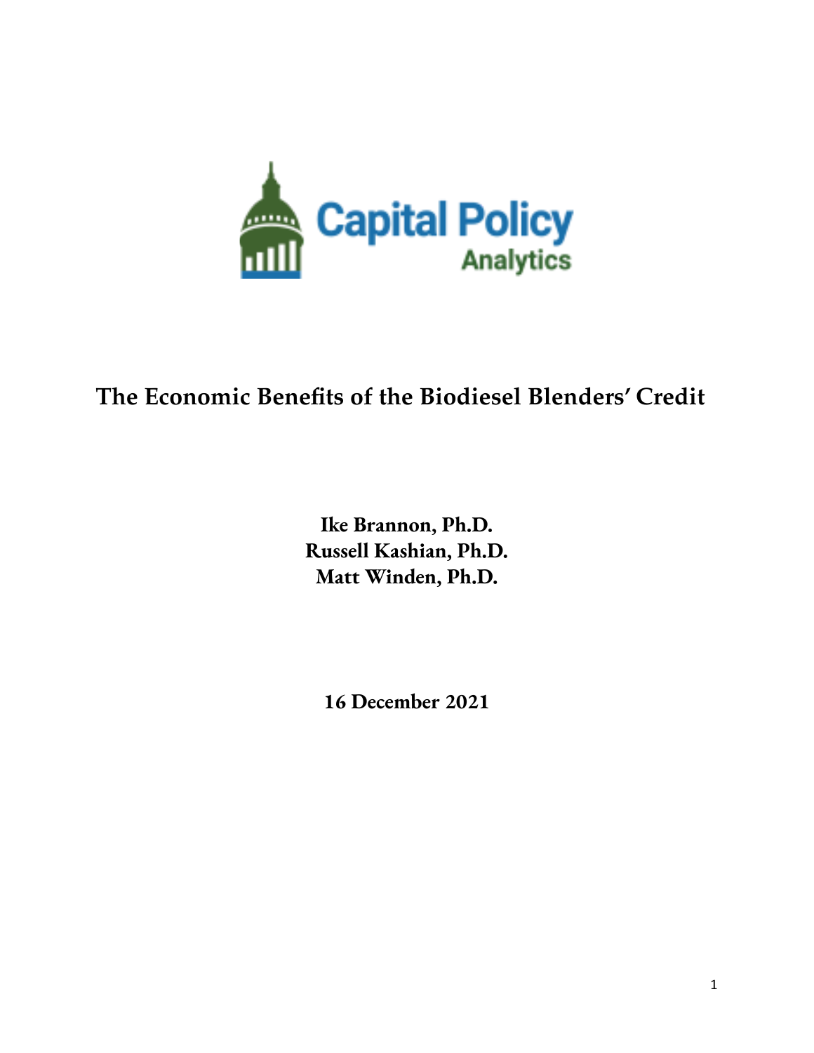Capital Policy Analytics

# The Economic Benefits of the Biodiesel Blenders' Credit

**Ike Brannon, Ph.D.**
**Russell Kashian, Ph.D.**
**Matt Winden, Ph.D.**

**16 December 2021**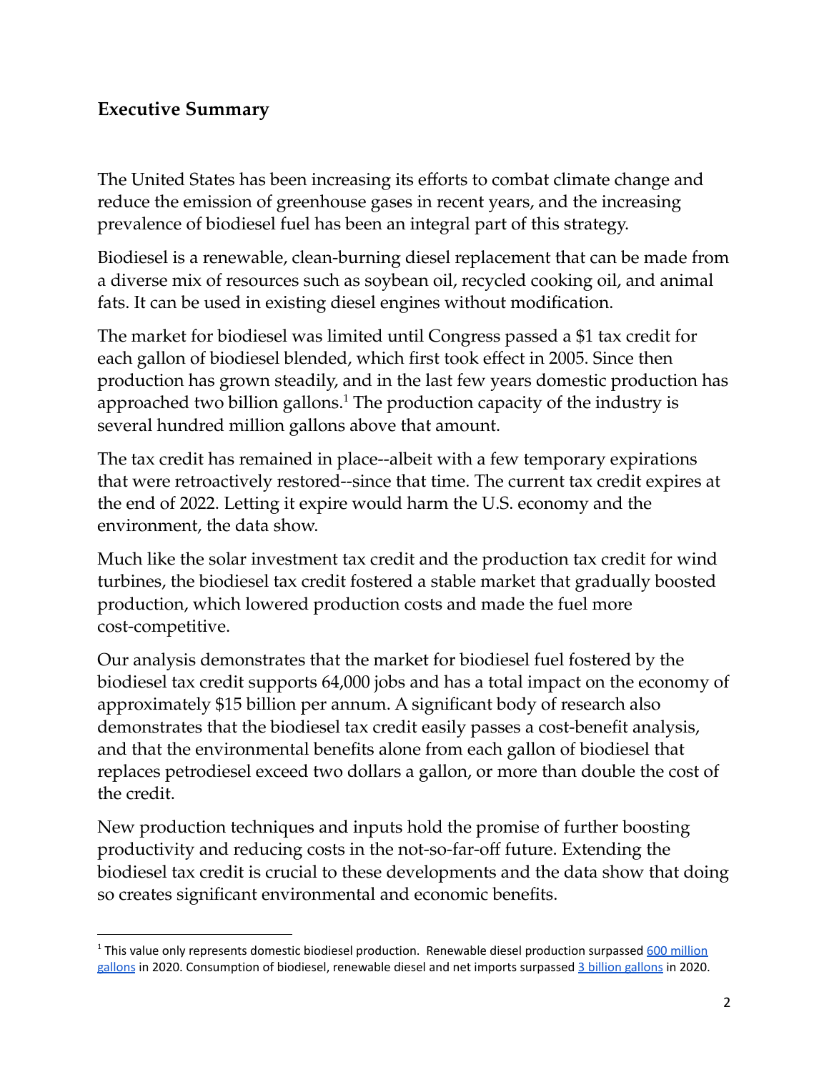## Executive Summary

The United States has been increasing its efforts to combat climate change and reduce the emission of greenhouse gases in recent years, and the increasing prevalence of biodiesel fuel has been an integral part of this strategy.

Biodiesel is a renewable, clean-burning diesel replacement that can be made from a diverse mix of resources such as soybean oil, recycled cooking oil, and animal fats. It can be used in existing diesel engines without modification.

The market for biodiesel was limited until Congress passed a $1 tax credit for each gallon of biodiesel blended, which first took effect in 2005. Since then production has grown steadily, and in the last few years domestic production has approached two billion gallons.[1] The production capacity of the industry is several hundred million gallons above that amount.

The tax credit has remained in place--albeit with a few temporary expirations that were retroactively restored--since that time. The current tax credit expires at the end of 2022. Letting it expire would harm the U.S. economy and the environment, the data show.

Much like the solar investment tax credit and the production tax credit for wind turbines, the biodiesel tax credit fostered a stable market that gradually boosted production, which lowered production costs and made the fuel more cost-competitive.

Our analysis demonstrates that the market for biodiesel fuel fostered by the biodiesel tax credit supports 64,000 jobs and has a total impact on the economy of approximately $15 billion per annum. A significant body of research also demonstrates that the biodiesel tax credit easily passes a cost-benefit analysis, and that the environmental benefits alone from each gallon of biodiesel that replaces petrodiesel exceed two dollars a gallon, or more than double the cost of the credit.

New production techniques and inputs hold the promise of further boosting productivity and reducing costs in the not-so-far-off future. Extending the biodiesel tax credit is crucial to these developments and the data show that doing so creates significant environmental and economic benefits.

[1] This value only represents domestic biodiesel production. Renewable diesel production surpassed 600 million gallons in 2020. Consumption of biodiesel, renewable diesel and net imports surpassed 3 billion gallons in 2020.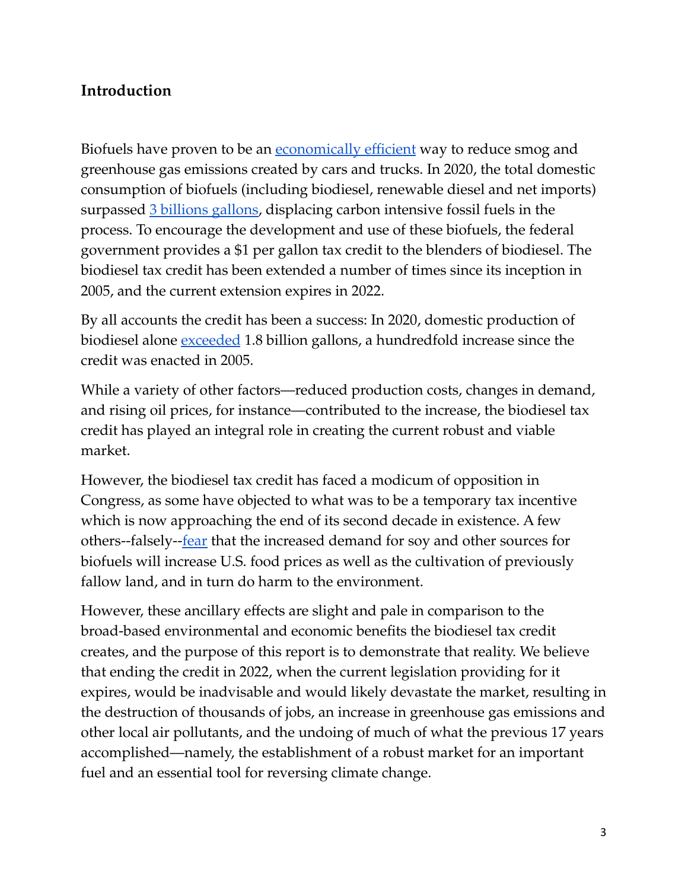## Introduction

Biofuels have proven to be an economically efficient way to reduce smog and greenhouse gas emissions created by cars and trucks. In 2020, the total domestic consumption of biofuels (including biodiesel, renewable diesel and net imports) surpassed 3 billions gallons, displacing carbon intensive fossil fuels in the process. To encourage the development and use of these biofuels, the federal government provides a $1 per gallon tax credit to the blenders of biodiesel. The biodiesel tax credit has been extended a number of times since its inception in 2005, and the current extension expires in 2022.

By all accounts the credit has been a success: In 2020, domestic production of biodiesel alone exceeded 1.8 billion gallons, a hundredfold increase since the credit was enacted in 2005.

While a variety of other factors—reduced production costs, changes in demand, and rising oil prices, for instance—contributed to the increase, the biodiesel tax credit has played an integral role in creating the current robust and viable market.

However, the biodiesel tax credit has faced a modicum of opposition in Congress, as some have objected to what was to be a temporary tax incentive which is now approaching the end of its second decade in existence. A few others--falsely--fear that the increased demand for soy and other sources for biofuels will increase U.S. food prices as well as the cultivation of previously fallow land, and in turn do harm to the environment.

However, these ancillary effects are slight and pale in comparison to the broad-based environmental and economic benefits the biodiesel tax credit creates, and the purpose of this report is to demonstrate that reality. We believe that ending the credit in 2022, when the current legislation providing for it expires, would be inadvisable and would likely devastate the market, resulting in the destruction of thousands of jobs, an increase in greenhouse gas emissions and other local air pollutants, and the undoing of much of what the previous 17 years accomplished—namely, the establishment of a robust market for an important fuel and an essential tool for reversing climate change.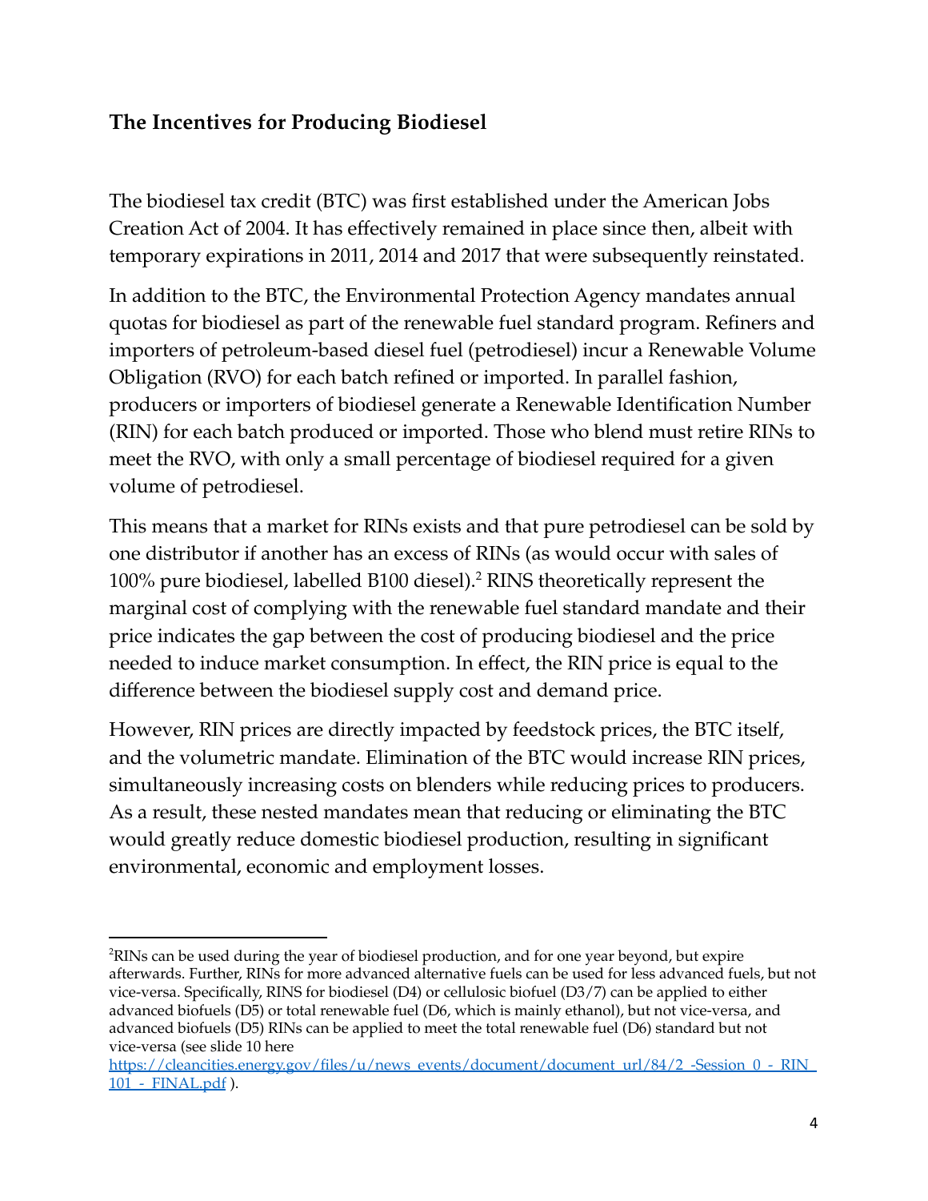## The Incentives for Producing Biodiesel

The biodiesel tax credit (BTC) was first established under the American Jobs Creation Act of 2004. It has effectively remained in place since then, albeit with temporary expirations in 2011, 2014 and 2017 that were subsequently reinstated.

In addition to the BTC, the Environmental Protection Agency mandates annual quotas for biodiesel as part of the renewable fuel standard program. Refiners and importers of petroleum-based diesel fuel (petrodiesel) incur a Renewable Volume Obligation (RVO) for each batch refined or imported. In parallel fashion, producers or importers of biodiesel generate a Renewable Identification Number (RIN) for each batch produced or imported. Those who blend must retire RINs to meet the RVO, with only a small percentage of biodiesel required for a given volume of petrodiesel.

This means that a market for RINs exists and that pure petrodiesel can be sold by one distributor if another has an excess of RINs (as would occur with sales of 100% pure biodiesel, labelled B100 diesel).[2] RINS theoretically represent the marginal cost of complying with the renewable fuel standard mandate and their price indicates the gap between the cost of producing biodiesel and the price needed to induce market consumption. In effect, the RIN price is equal to the difference between the biodiesel supply cost and demand price.

However, RIN prices are directly impacted by feedstock prices, the BTC itself, and the volumetric mandate. Elimination of the BTC would increase RIN prices, simultaneously increasing costs on blenders while reducing prices to producers. As a result, these nested mandates mean that reducing or eliminating the BTC would greatly reduce domestic biodiesel production, resulting in significant environmental, economic and employment losses.

---

[2]RINs can be used during the year of biodiesel production, and for one year beyond, but expire afterwards. Further, RINs for more advanced alternative fuels can be used for less advanced fuels, but not vice-versa. Specifically, RINS for biodiesel (D4) or cellulosic biofuel (D3/7) can be applied to either advanced biofuels (D5) or total renewable fuel (D6, which is mainly ethanol), but not vice-versa, and advanced biofuels (D5) RINs can be applied to meet the total renewable fuel (D6) standard but not vice-versa (see slide 10 here https://cleancities.energy.gov/files/u/news_events/document/document_url/84/2_-Session_0_-_RIN_101_-_FINAL.pdf ).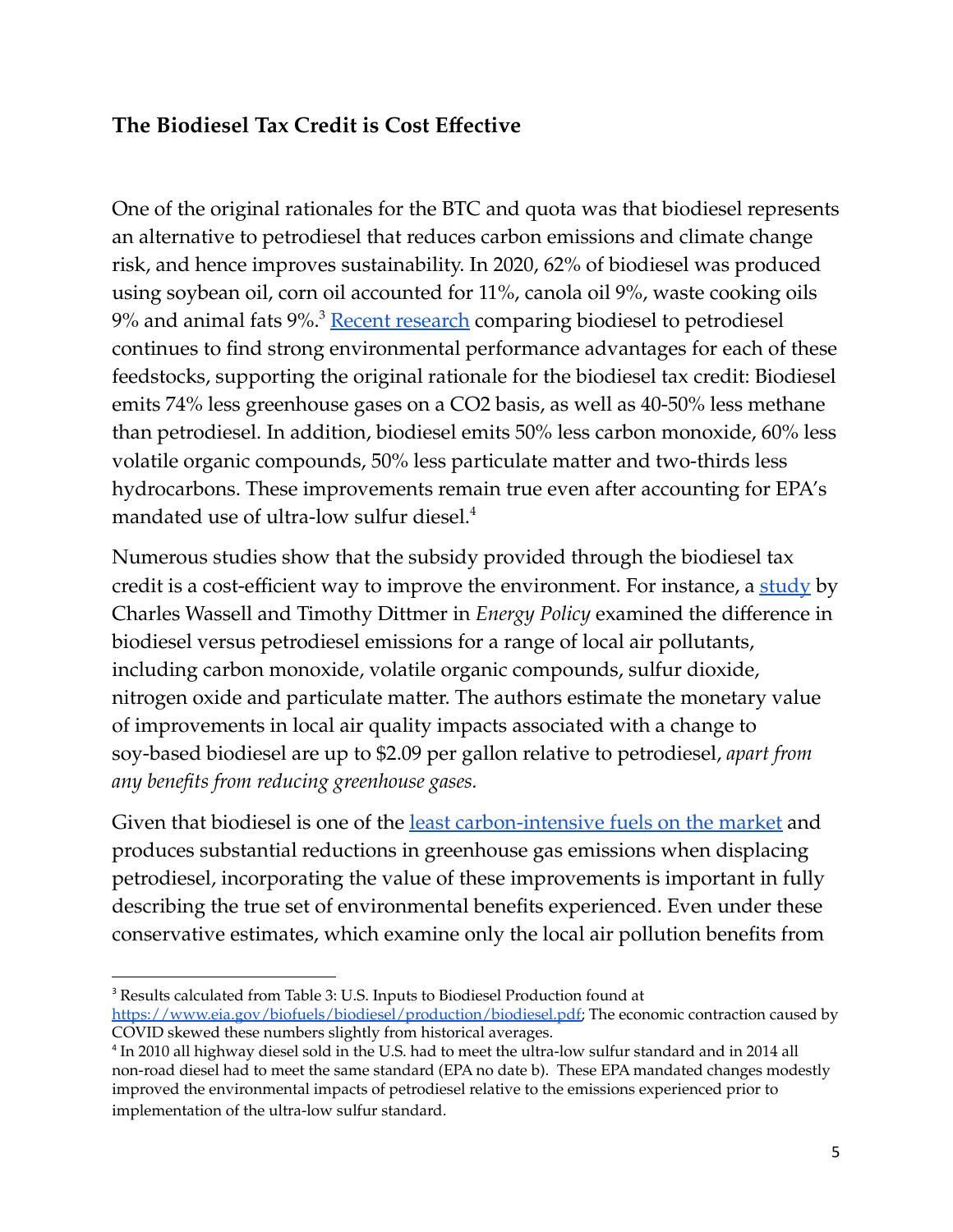### The Biodiesel Tax Credit is Cost Effective

One of the original rationales for the BTC and quota was that biodiesel represents an alternative to petrodiesel that reduces carbon emissions and climate change risk, and hence improves sustainability. In 2020, 62% of biodiesel was produced using soybean oil, corn oil accounted for 11%, canola oil 9%, waste cooking oils 9% and animal fats 9%.[3] [Recent research](#) comparing biodiesel to petrodiesel continues to find strong environmental performance advantages for each of these feedstocks, supporting the original rationale for the biodiesel tax credit: Biodiesel emits 74% less greenhouse gases on a CO2 basis, as well as 40-50% less methane than petrodiesel. In addition, biodiesel emits 50% less carbon monoxide, 60% less volatile organic compounds, 50% less particulate matter and two-thirds less hydrocarbons. These improvements remain true even after accounting for EPA's mandated use of ultra-low sulfur diesel.[4]

Numerous studies show that the subsidy provided through the biodiesel tax credit is a cost-efficient way to improve the environment. For instance, a [study](#) by Charles Wassell and Timothy Dittmer in *Energy Policy* examined the difference in biodiesel versus petrodiesel emissions for a range of local air pollutants, including carbon monoxide, volatile organic compounds, sulfur dioxide, nitrogen oxide and particulate matter. The authors estimate the monetary value of improvements in local air quality impacts associated with a change to soy-based biodiesel are up to $2.09 per gallon relative to petrodiesel, *apart from any benefits from reducing greenhouse gases.*

Given that biodiesel is one of the [least carbon-intensive fuels on the market](#) and produces substantial reductions in greenhouse gas emissions when displacing petrodiesel, incorporating the value of these improvements is important in fully describing the true set of environmental benefits experienced. Even under these conservative estimates, which examine only the local air pollution benefits from

---

[3] Results calculated from Table 3: U.S. Inputs to Biodiesel Production found at https://www.eia.gov/biofuels/biodiesel/production/biodiesel.pdf; The economic contraction caused by COVID skewed these numbers slightly from historical averages.

[4] In 2010 all highway diesel sold in the U.S. had to meet the ultra-low sulfur standard and in 2014 all non-road diesel had to meet the same standard (EPA no date b). These EPA mandated changes modestly improved the environmental impacts of petrodiesel relative to the emissions experienced prior to implementation of the ultra-low sulfur standard.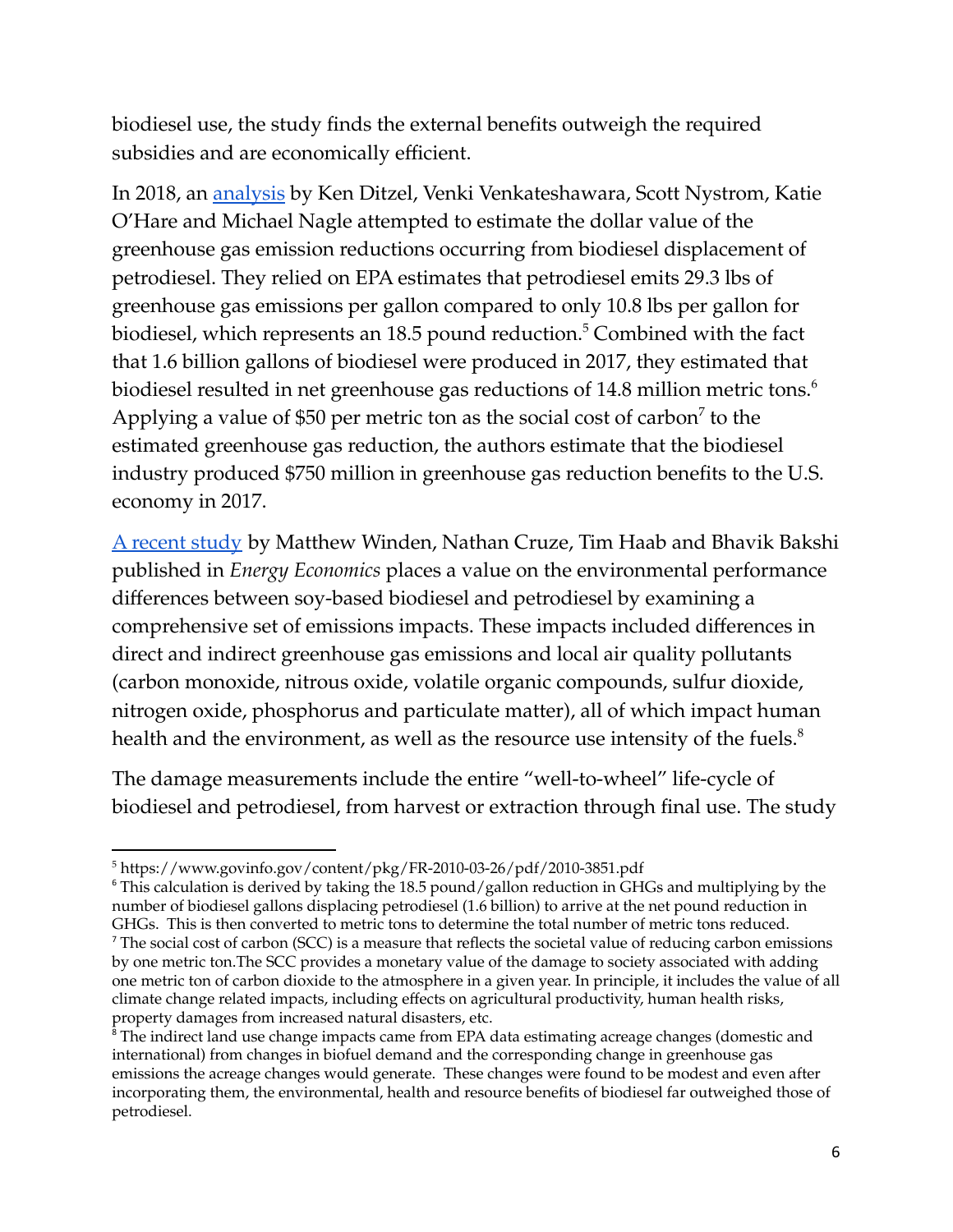biodiesel use, the study finds the external benefits outweigh the required subsidies and are economically efficient.

In 2018, an analysis by Ken Ditzel, Venki Venkateshawara, Scott Nystrom, Katie O'Hare and Michael Nagle attempted to estimate the dollar value of the greenhouse gas emission reductions occurring from biodiesel displacement of petrodiesel. They relied on EPA estimates that petrodiesel emits 29.3 lbs of greenhouse gas emissions per gallon compared to only 10.8 lbs per gallon for biodiesel, which represents an 18.5 pound reduction.[5] Combined with the fact that 1.6 billion gallons of biodiesel were produced in 2017, they estimated that biodiesel resulted in net greenhouse gas reductions of 14.8 million metric tons.[6] Applying a value of $50 per metric ton as the social cost of carbon[7] to the estimated greenhouse gas reduction, the authors estimate that the biodiesel industry produced $750 million in greenhouse gas reduction benefits to the U.S. economy in 2017.

A recent study by Matthew Winden, Nathan Cruze, Tim Haab and Bhavik Bakshi published in *Energy Economics* places a value on the environmental performance differences between soy-based biodiesel and petrodiesel by examining a comprehensive set of emissions impacts. These impacts included differences in direct and indirect greenhouse gas emissions and local air quality pollutants (carbon monoxide, nitrous oxide, volatile organic compounds, sulfur dioxide, nitrogen oxide, phosphorus and particulate matter), all of which impact human health and the environment, as well as the resource use intensity of the fuels.[8]

The damage measurements include the entire "well-to-wheel" life-cycle of biodiesel and petrodiesel, from harvest or extraction through final use. The study

---

[5] https://www.govinfo.gov/content/pkg/FR-2010-03-26/pdf/2010-3851.pdf

[6] This calculation is derived by taking the 18.5 pound/gallon reduction in GHGs and multiplying by the number of biodiesel gallons displacing petrodiesel (1.6 billion) to arrive at the net pound reduction in GHGs. This is then converted to metric tons to determine the total number of metric tons reduced.

[7] The social cost of carbon (SCC) is a measure that reflects the societal value of reducing carbon emissions by one metric ton.The SCC provides a monetary value of the damage to society associated with adding one metric ton of carbon dioxide to the atmosphere in a given year. In principle, it includes the value of all climate change related impacts, including effects on agricultural productivity, human health risks, property damages from increased natural disasters, etc.

[8] The indirect land use change impacts came from EPA data estimating acreage changes (domestic and international) from changes in biofuel demand and the corresponding change in greenhouse gas emissions the acreage changes would generate. These changes were found to be modest and even after incorporating them, the environmental, health and resource benefits of biodiesel far outweighed those of petrodiesel.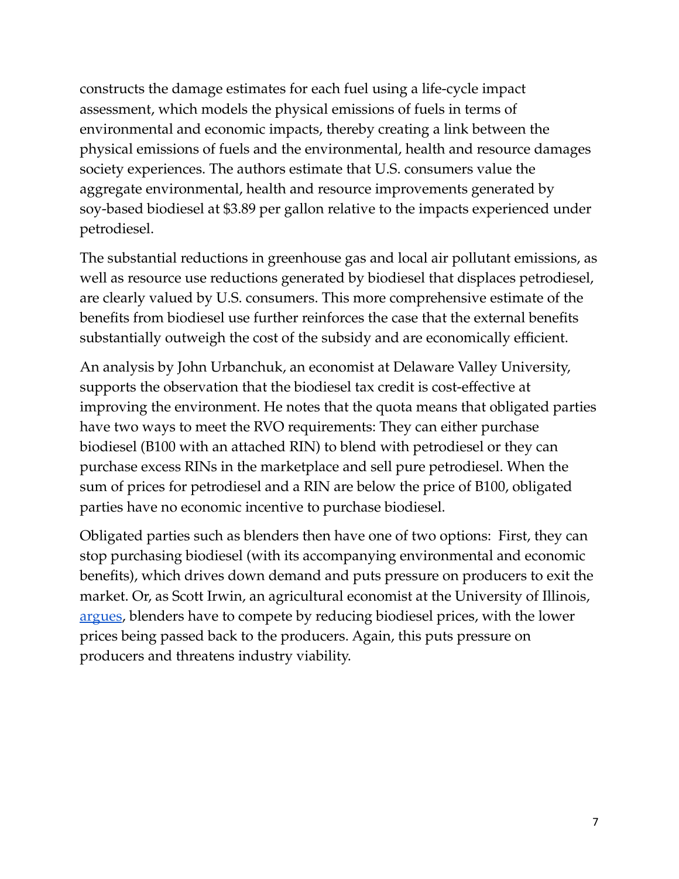constructs the damage estimates for each fuel using a life-cycle impact assessment, which models the physical emissions of fuels in terms of environmental and economic impacts, thereby creating a link between the physical emissions of fuels and the environmental, health and resource damages society experiences. The authors estimate that U.S. consumers value the aggregate environmental, health and resource improvements generated by soy-based biodiesel at $3.89 per gallon relative to the impacts experienced under petrodiesel.

The substantial reductions in greenhouse gas and local air pollutant emissions, as well as resource use reductions generated by biodiesel that displaces petrodiesel, are clearly valued by U.S. consumers. This more comprehensive estimate of the benefits from biodiesel use further reinforces the case that the external benefits substantially outweigh the cost of the subsidy and are economically efficient.

An analysis by John Urbanchuk, an economist at Delaware Valley University, supports the observation that the biodiesel tax credit is cost-effective at improving the environment. He notes that the quota means that obligated parties have two ways to meet the RVO requirements: They can either purchase biodiesel (B100 with an attached RIN) to blend with petrodiesel or they can purchase excess RINs in the marketplace and sell pure petrodiesel. When the sum of prices for petrodiesel and a RIN are below the price of B100, obligated parties have no economic incentive to purchase biodiesel.

Obligated parties such as blenders then have one of two options: First, they can stop purchasing biodiesel (with its accompanying environmental and economic benefits), which drives down demand and puts pressure on producers to exit the market. Or, as Scott Irwin, an agricultural economist at the University of Illinois, argues, blenders have to compete by reducing biodiesel prices, with the lower prices being passed back to the producers. Again, this puts pressure on producers and threatens industry viability.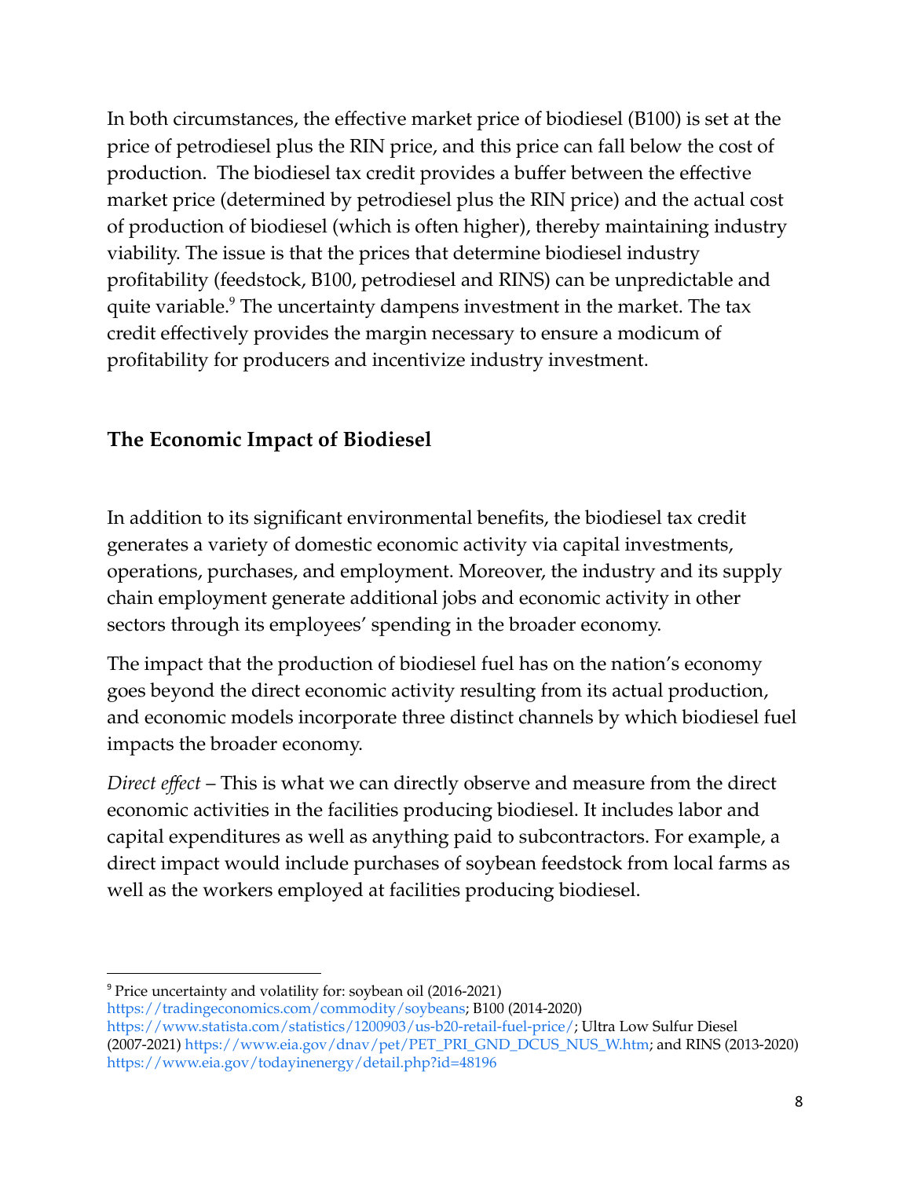In both circumstances, the effective market price of biodiesel (B100) is set at the price of petrodiesel plus the RIN price, and this price can fall below the cost of production. The biodiesel tax credit provides a buffer between the effective market price (determined by petrodiesel plus the RIN price) and the actual cost of production of biodiesel (which is often higher), thereby maintaining industry viability. The issue is that the prices that determine biodiesel industry profitability (feedstock, B100, petrodiesel and RINS) can be unpredictable and quite variable.[9] The uncertainty dampens investment in the market. The tax credit effectively provides the margin necessary to ensure a modicum of profitability for producers and incentivize industry investment.

## The Economic Impact of Biodiesel

In addition to its significant environmental benefits, the biodiesel tax credit generates a variety of domestic economic activity via capital investments, operations, purchases, and employment. Moreover, the industry and its supply chain employment generate additional jobs and economic activity in other sectors through its employees' spending in the broader economy.

The impact that the production of biodiesel fuel has on the nation's economy goes beyond the direct economic activity resulting from its actual production, and economic models incorporate three distinct channels by which biodiesel fuel impacts the broader economy.

*Direct effect* – This is what we can directly observe and measure from the direct economic activities in the facilities producing biodiesel. It includes labor and capital expenditures as well as anything paid to subcontractors. For example, a direct impact would include purchases of soybean feedstock from local farms as well as the workers employed at facilities producing biodiesel.

---

[9] Price uncertainty and volatility for: soybean oil (2016-2021) https://tradingeconomics.com/commodity/soybeans; B100 (2014-2020) https://www.statista.com/statistics/1200903/us-b20-retail-fuel-price/; Ultra Low Sulfur Diesel (2007-2021) https://www.eia.gov/dnav/pet/PET_PRI_GND_DCUS_NUS_W.htm; and RINS (2013-2020) https://www.eia.gov/todayinenergy/detail.php?id=48196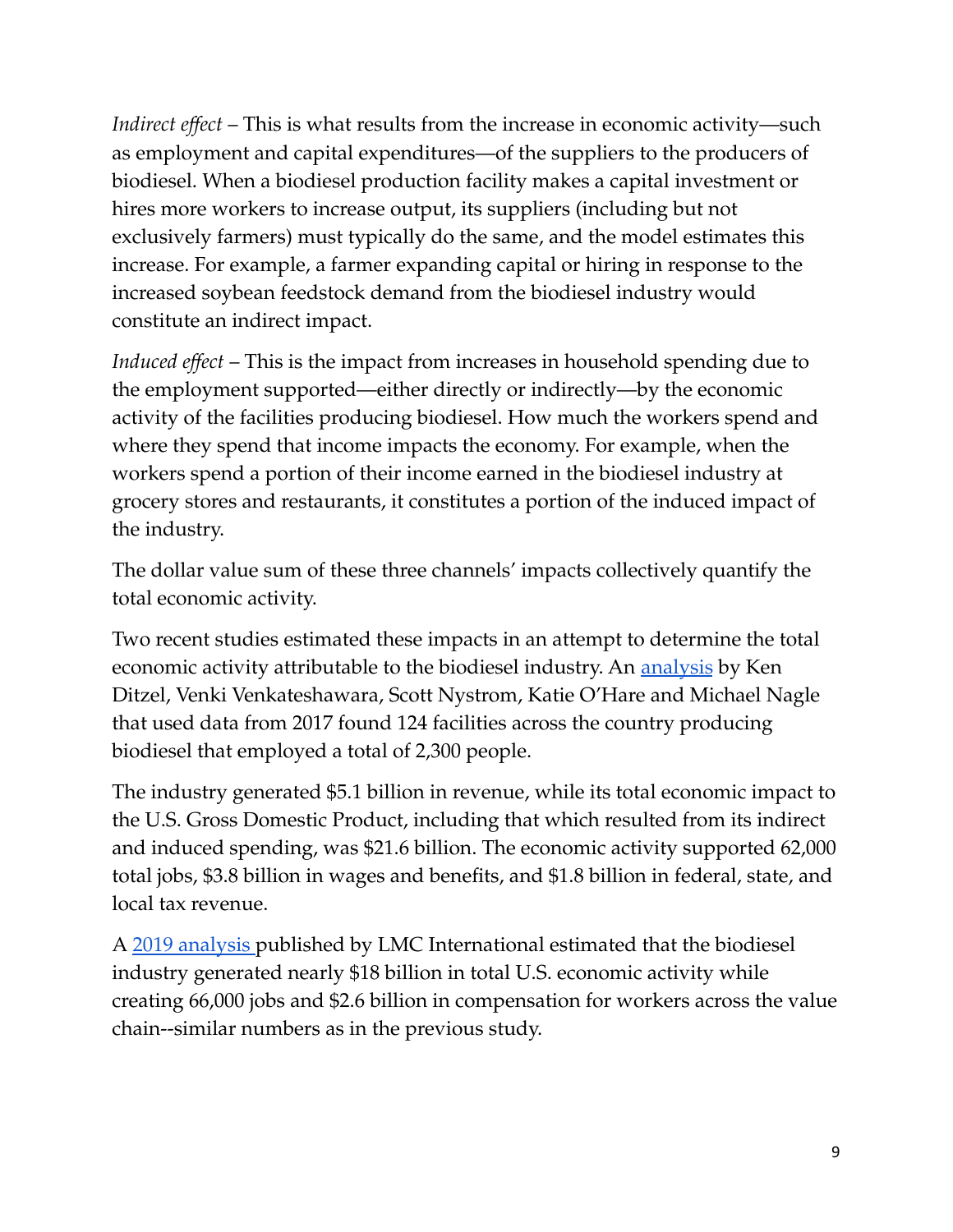*Indirect effect* – This is what results from the increase in economic activity—such as employment and capital expenditures—of the suppliers to the producers of biodiesel. When a biodiesel production facility makes a capital investment or hires more workers to increase output, its suppliers (including but not exclusively farmers) must typically do the same, and the model estimates this increase. For example, a farmer expanding capital or hiring in response to the increased soybean feedstock demand from the biodiesel industry would constitute an indirect impact.

*Induced effect* – This is the impact from increases in household spending due to the employment supported—either directly or indirectly—by the economic activity of the facilities producing biodiesel. How much the workers spend and where they spend that income impacts the economy. For example, when the workers spend a portion of their income earned in the biodiesel industry at grocery stores and restaurants, it constitutes a portion of the induced impact of the industry.

The dollar value sum of these three channels' impacts collectively quantify the total economic activity.

Two recent studies estimated these impacts in an attempt to determine the total economic activity attributable to the biodiesel industry. An [analysis](#) by Ken Ditzel, Venki Venkateshawara, Scott Nystrom, Katie O'Hare and Michael Nagle that used data from 2017 found 124 facilities across the country producing biodiesel that employed a total of 2,300 people.

The industry generated $5.1 billion in revenue, while its total economic impact to the U.S. Gross Domestic Product, including that which resulted from its indirect and induced spending, was $21.6 billion. The economic activity supported 62,000 total jobs, $3.8 billion in wages and benefits, and $1.8 billion in federal, state, and local tax revenue.

A [2019 analysis](#) published by LMC International estimated that the biodiesel industry generated nearly $18 billion in total U.S. economic activity while creating 66,000 jobs and $2.6 billion in compensation for workers across the value chain--similar numbers as in the previous study.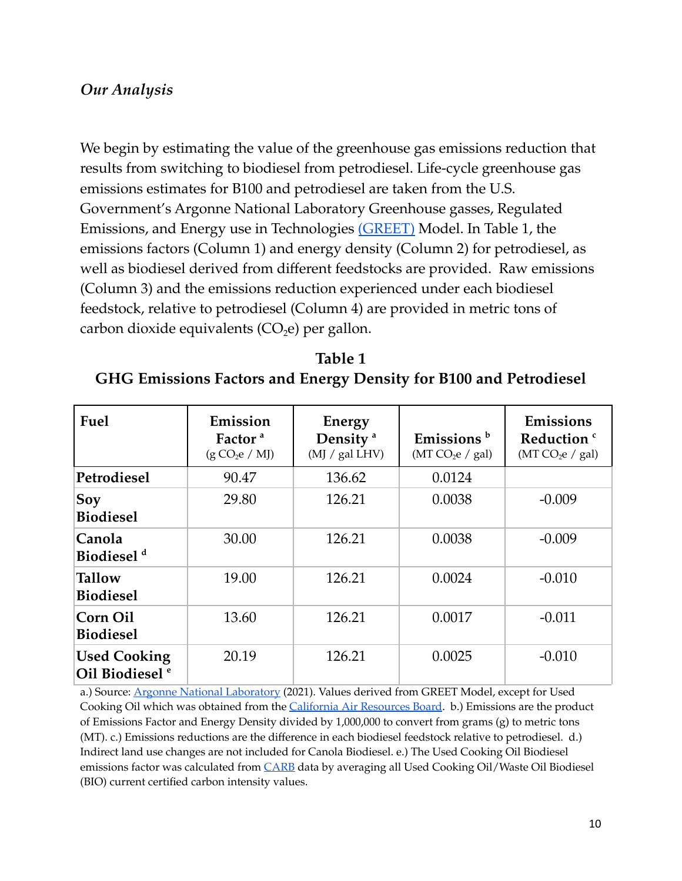*Our Analysis*

We begin by estimating the value of the greenhouse gas emissions reduction that results from switching to biodiesel from petrodiesel. Life-cycle greenhouse gas emissions estimates for B100 and petrodiesel are taken from the U.S. Government's Argonne National Laboratory Greenhouse gasses, Regulated Emissions, and Energy use in Technologies (GREET) Model. In Table 1, the emissions factors (Column 1) and energy density (Column 2) for petrodiesel, as well as biodiesel derived from different feedstocks are provided. Raw emissions (Column 3) and the emissions reduction experienced under each biodiesel feedstock, relative to petrodiesel (Column 4) are provided in metric tons of carbon dioxide equivalents ($CO_2e$) per gallon.

**Table 1**
**GHG Emissions Factors and Energy Density for B100 and Petrodiesel**

| Fuel | Emission Factor [a] (g $CO_2e$ / MJ) | Energy Density [a] (MJ / gal LHV) | Emissions [b] (MT $CO_2e$ / gal) | Emissions Reduction [c] (MT $CO_2e$ / gal) |
|---|---|---|---|---|
| **Petrodiesel** | 90.47 | 136.62 | 0.0124 | |
| **Soy Biodiesel** | 29.80 | 126.21 | 0.0038 | -0.009 |
| **Canola Biodiesel [d]** | 30.00 | 126.21 | 0.0038 | -0.009 |
| **Tallow Biodiesel** | 19.00 | 126.21 | 0.0024 | -0.010 |
| **Corn Oil Biodiesel** | 13.60 | 126.21 | 0.0017 | -0.011 |
| **Used Cooking Oil Biodiesel [e]** | 20.19 | 126.21 | 0.0025 | -0.010 |

a.) Source: Argonne National Laboratory (2021). Values derived from GREET Model, except for Used Cooking Oil which was obtained from the California Air Resources Board. b.) Emissions are the product of Emissions Factor and Energy Density divided by 1,000,000 to convert from grams (g) to metric tons (MT). c.) Emissions reductions are the difference in each biodiesel feedstock relative to petrodiesel. d.) Indirect land use changes are not included for Canola Biodiesel. e.) The Used Cooking Oil Biodiesel emissions factor was calculated from CARB data by averaging all Used Cooking Oil/Waste Oil Biodiesel (BIO) current certified carbon intensity values.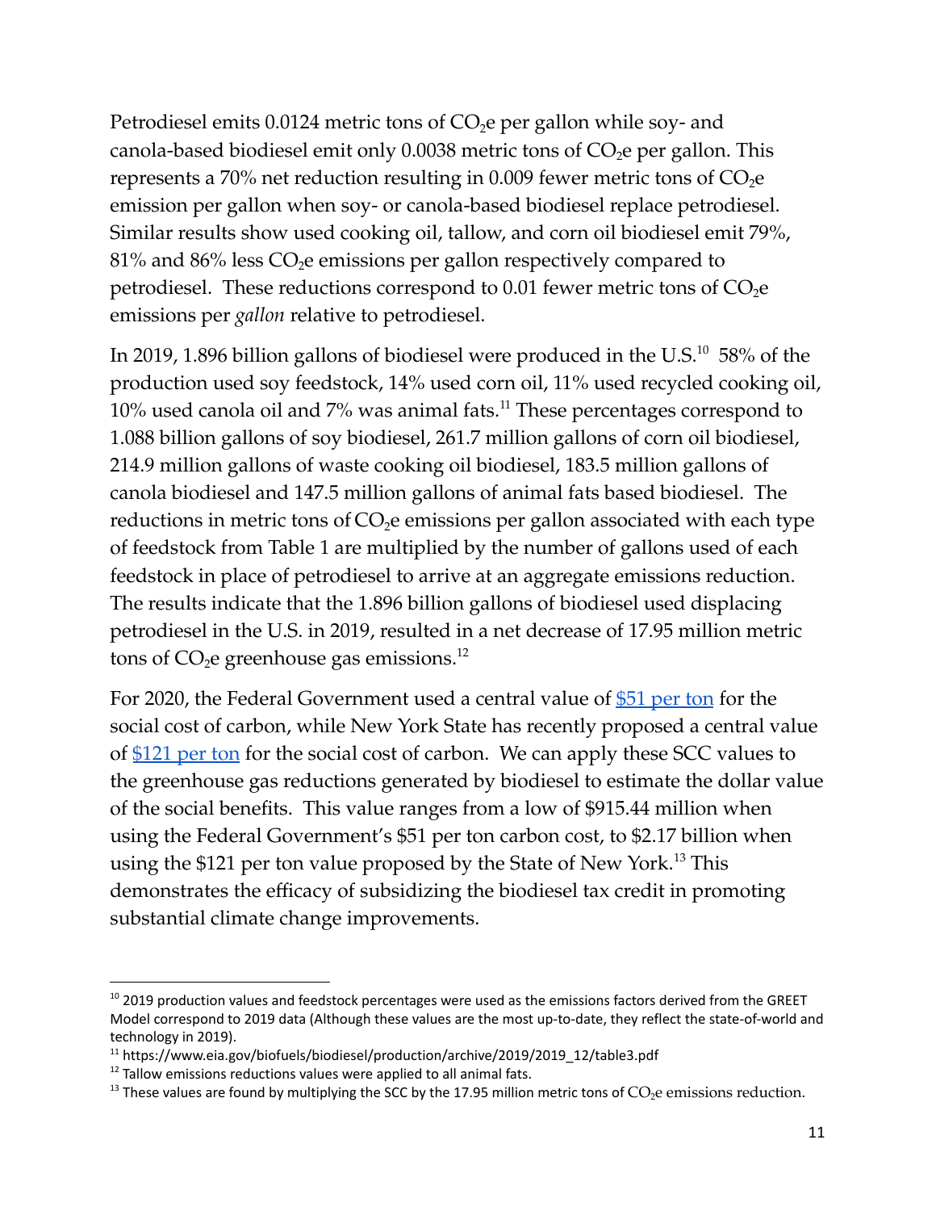Petrodiesel emits 0.0124 metric tons of $CO_2e$ per gallon while soy- and canola-based biodiesel emit only 0.0038 metric tons of $CO_2e$ per gallon. This represents a 70% net reduction resulting in 0.009 fewer metric tons of $CO_2e$ emission per gallon when soy- or canola-based biodiesel replace petrodiesel. Similar results show used cooking oil, tallow, and corn oil biodiesel emit 79%, 81% and 86% less $CO_2e$ emissions per gallon respectively compared to petrodiesel. These reductions correspond to 0.01 fewer metric tons of $CO_2e$ emissions per *gallon* relative to petrodiesel.

In 2019, 1.896 billion gallons of biodiesel were produced in the U.S.[10] 58% of the production used soy feedstock, 14% used corn oil, 11% used recycled cooking oil, 10% used canola oil and 7% was animal fats.[11] These percentages correspond to 1.088 billion gallons of soy biodiesel, 261.7 million gallons of corn oil biodiesel, 214.9 million gallons of waste cooking oil biodiesel, 183.5 million gallons of canola biodiesel and 147.5 million gallons of animal fats based biodiesel. The reductions in metric tons of $CO_2e$ emissions per gallon associated with each type of feedstock from Table 1 are multiplied by the number of gallons used of each feedstock in place of petrodiesel to arrive at an aggregate emissions reduction. The results indicate that the 1.896 billion gallons of biodiesel used displacing petrodiesel in the U.S. in 2019, resulted in a net decrease of 17.95 million metric tons of $CO_2e$ greenhouse gas emissions.[12]

For 2020, the Federal Government used a central value of [$51 per ton] for the social cost of carbon, while New York State has recently proposed a central value of [$121 per ton] for the social cost of carbon. We can apply these SCC values to the greenhouse gas reductions generated by biodiesel to estimate the dollar value of the social benefits. This value ranges from a low of $915.44 million when using the Federal Government's $51 per ton carbon cost, to $2.17 billion when using the $121 per ton value proposed by the State of New York.[13] This demonstrates the efficacy of subsidizing the biodiesel tax credit in promoting substantial climate change improvements.

---

[10] 2019 production values and feedstock percentages were used as the emissions factors derived from the GREET Model correspond to 2019 data (Although these values are the most up-to-date, they reflect the state-of-world and technology in 2019).

[11] https://www.eia.gov/biofuels/biodiesel/production/archive/2019/2019_12/table3.pdf

[12] Tallow emissions reductions values were applied to all animal fats.

[13] These values are found by multiplying the SCC by the 17.95 million metric tons of $CO_2e$ emissions reduction.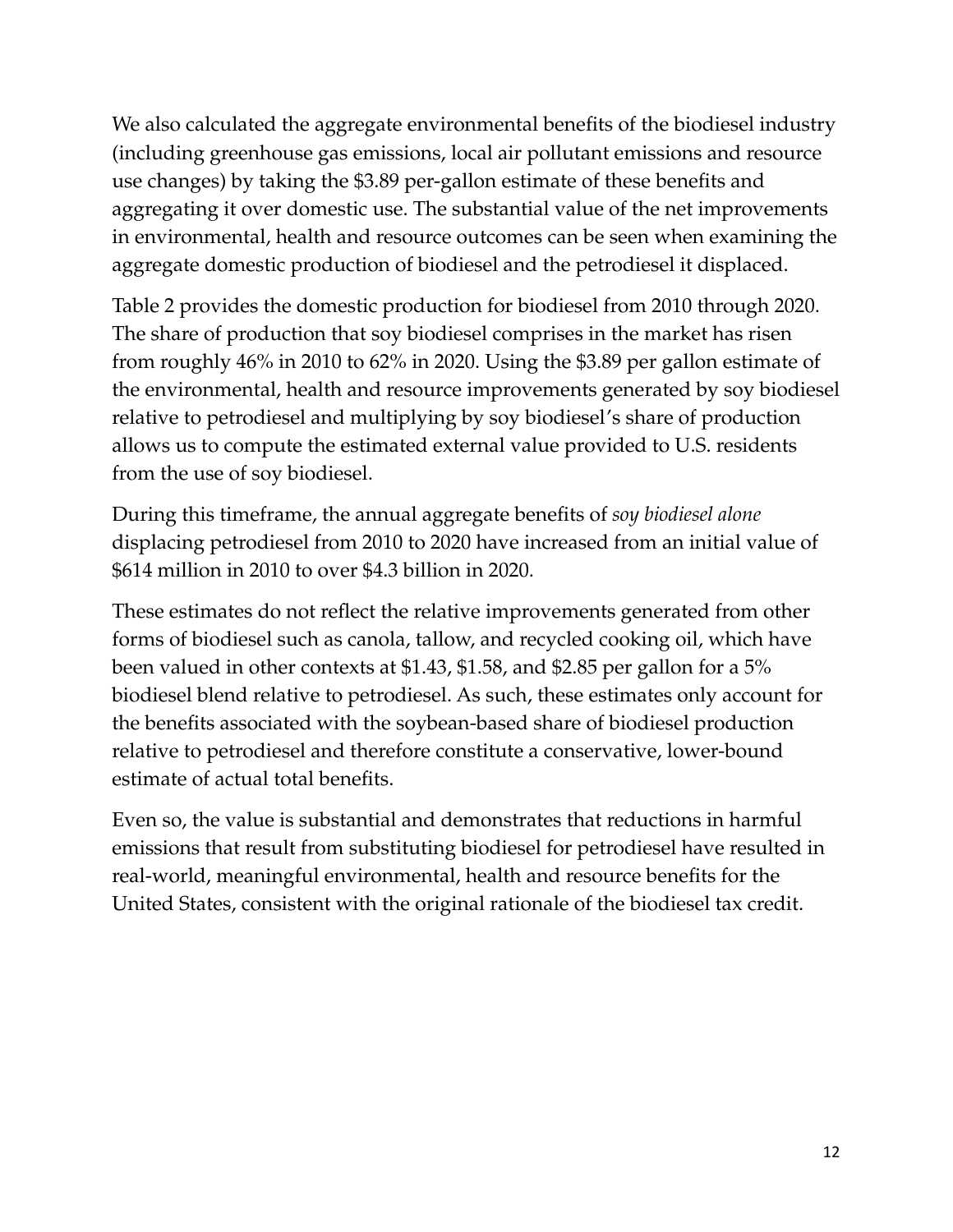We also calculated the aggregate environmental benefits of the biodiesel industry (including greenhouse gas emissions, local air pollutant emissions and resource use changes) by taking the $3.89 per-gallon estimate of these benefits and aggregating it over domestic use. The substantial value of the net improvements in environmental, health and resource outcomes can be seen when examining the aggregate domestic production of biodiesel and the petrodiesel it displaced.

Table 2 provides the domestic production for biodiesel from 2010 through 2020. The share of production that soy biodiesel comprises in the market has risen from roughly 46% in 2010 to 62% in 2020. Using the $3.89 per gallon estimate of the environmental, health and resource improvements generated by soy biodiesel relative to petrodiesel and multiplying by soy biodiesel's share of production allows us to compute the estimated external value provided to U.S. residents from the use of soy biodiesel.

During this timeframe, the annual aggregate benefits of *soy biodiesel alone* displacing petrodiesel from 2010 to 2020 have increased from an initial value of $614 million in 2010 to over $4.3 billion in 2020.

These estimates do not reflect the relative improvements generated from other forms of biodiesel such as canola, tallow, and recycled cooking oil, which have been valued in other contexts at $1.43, $1.58, and $2.85 per gallon for a 5% biodiesel blend relative to petrodiesel. As such, these estimates only account for the benefits associated with the soybean-based share of biodiesel production relative to petrodiesel and therefore constitute a conservative, lower-bound estimate of actual total benefits.

Even so, the value is substantial and demonstrates that reductions in harmful emissions that result from substituting biodiesel for petrodiesel have resulted in real-world, meaningful environmental, health and resource benefits for the United States, consistent with the original rationale of the biodiesel tax credit.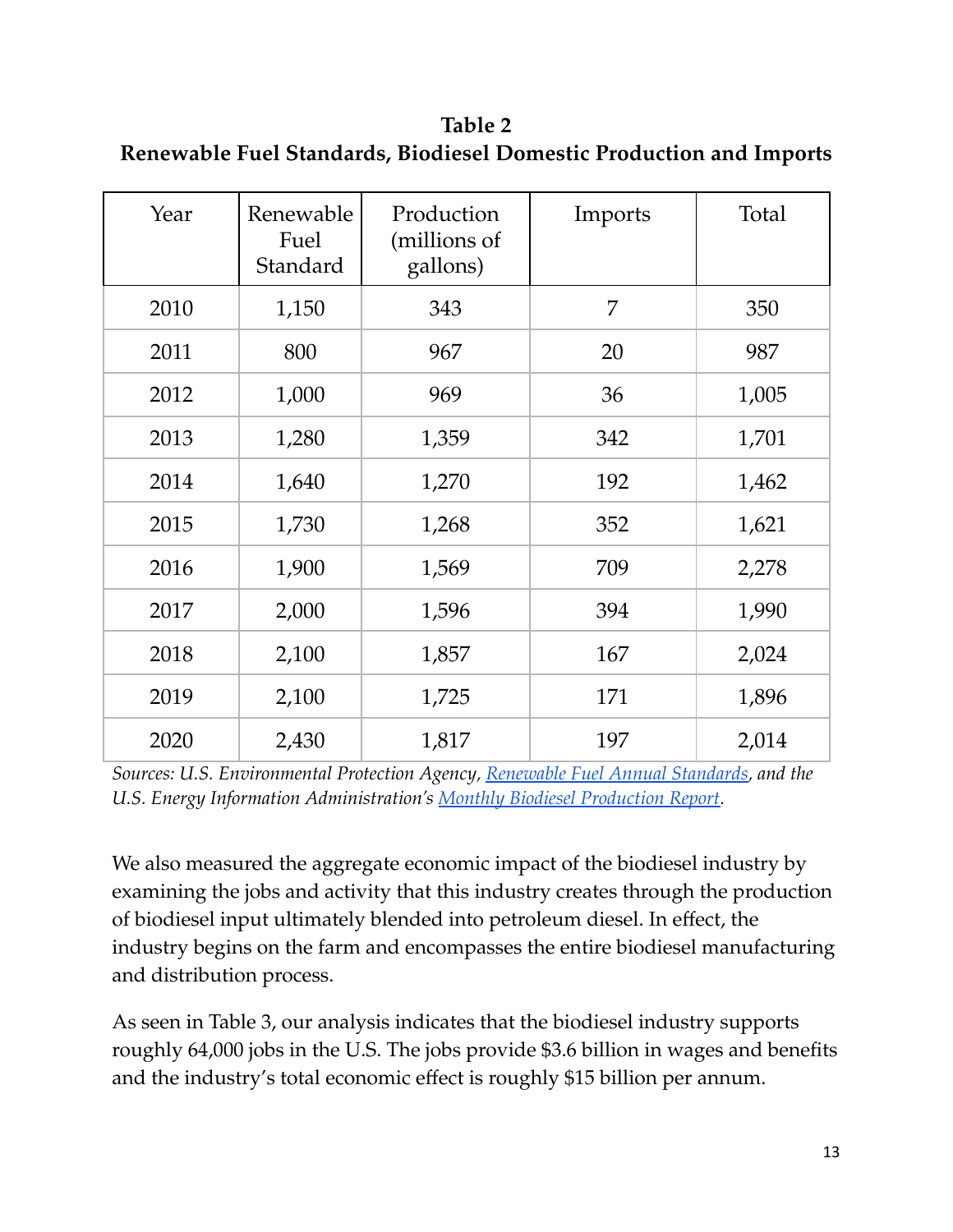**Table 2**
**Renewable Fuel Standards, Biodiesel Domestic Production and Imports**

| Year | Renewable Fuel Standard | Production (millions of gallons) | Imports | Total |
|---|---|---|---|---|
| 2010 | 1,150 | 343 | 7 | 350 |
| 2011 | 800 | 967 | 20 | 987 |
| 2012 | 1,000 | 969 | 36 | 1,005 |
| 2013 | 1,280 | 1,359 | 342 | 1,701 |
| 2014 | 1,640 | 1,270 | 192 | 1,462 |
| 2015 | 1,730 | 1,268 | 352 | 1,621 |
| 2016 | 1,900 | 1,569 | 709 | 2,278 |
| 2017 | 2,000 | 1,596 | 394 | 1,990 |
| 2018 | 2,100 | 1,857 | 167 | 2,024 |
| 2019 | 2,100 | 1,725 | 171 | 1,896 |
| 2020 | 2,430 | 1,817 | 197 | 2,014 |

*Sources: U.S. Environmental Protection Agency, Renewable Fuel Annual Standards, and the U.S. Energy Information Administration's Monthly Biodiesel Production Report.*

We also measured the aggregate economic impact of the biodiesel industry by examining the jobs and activity that this industry creates through the production of biodiesel input ultimately blended into petroleum diesel. In effect, the industry begins on the farm and encompasses the entire biodiesel manufacturing and distribution process.

As seen in Table 3, our analysis indicates that the biodiesel industry supports roughly 64,000 jobs in the U.S. The jobs provide $3.6 billion in wages and benefits and the industry's total economic effect is roughly $15 billion per annum.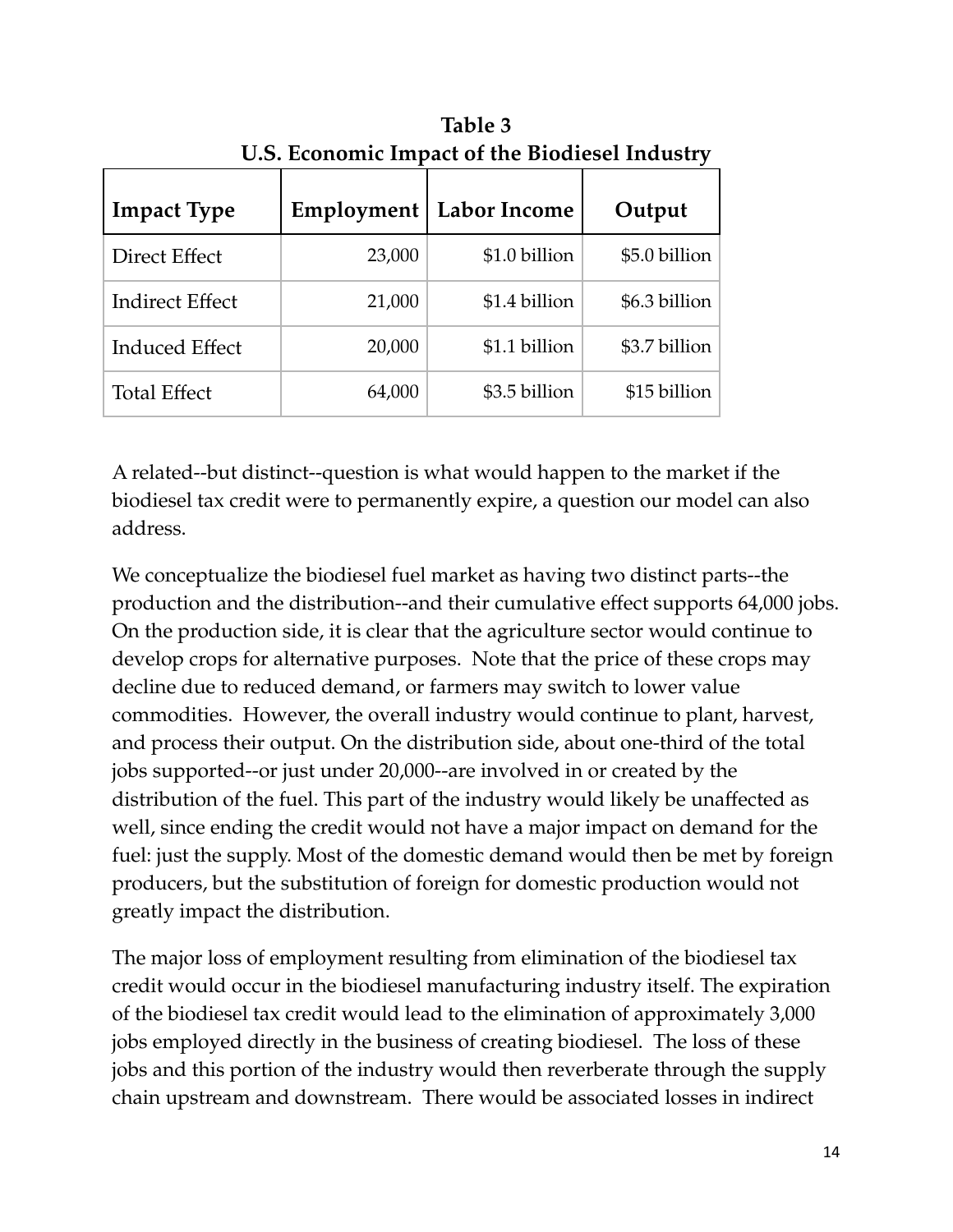**Table 3**
**U.S. Economic Impact of the Biodiesel Industry**

| Impact Type | Employment | Labor Income | Output |
|---|---|---|---|
| Direct Effect | 23,000 | $1.0 billion | $5.0 billion |
| Indirect Effect | 21,000 | $1.4 billion | $6.3 billion |
| Induced Effect | 20,000 | $1.1 billion | $3.7 billion |
| Total Effect | 64,000 | $3.5 billion | $15 billion |

A related--but distinct--question is what would happen to the market if the biodiesel tax credit were to permanently expire, a question our model can also address.

We conceptualize the biodiesel fuel market as having two distinct parts--the production and the distribution--and their cumulative effect supports 64,000 jobs. On the production side, it is clear that the agriculture sector would continue to develop crops for alternative purposes. Note that the price of these crops may decline due to reduced demand, or farmers may switch to lower value commodities. However, the overall industry would continue to plant, harvest, and process their output. On the distribution side, about one-third of the total jobs supported--or just under 20,000--are involved in or created by the distribution of the fuel. This part of the industry would likely be unaffected as well, since ending the credit would not have a major impact on demand for the fuel: just the supply. Most of the domestic demand would then be met by foreign producers, but the substitution of foreign for domestic production would not greatly impact the distribution.

The major loss of employment resulting from elimination of the biodiesel tax credit would occur in the biodiesel manufacturing industry itself. The expiration of the biodiesel tax credit would lead to the elimination of approximately 3,000 jobs employed directly in the business of creating biodiesel. The loss of these jobs and this portion of the industry would then reverberate through the supply chain upstream and downstream. There would be associated losses in indirect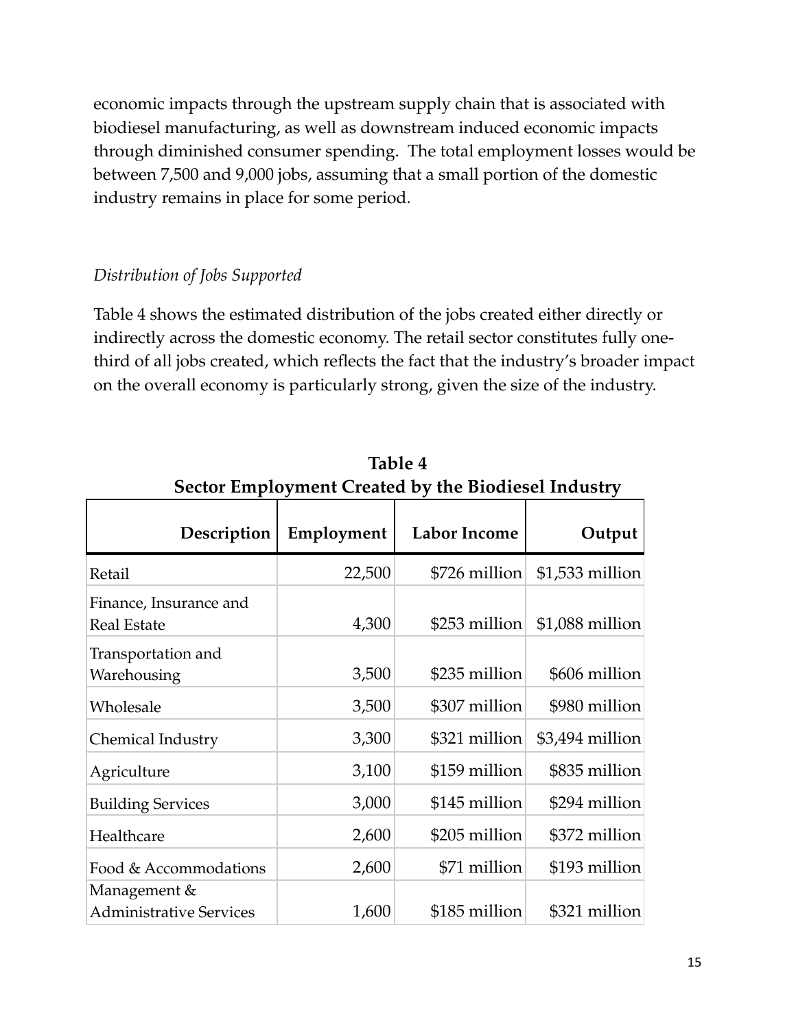economic impacts through the upstream supply chain that is associated with biodiesel manufacturing, as well as downstream induced economic impacts through diminished consumer spending. The total employment losses would be between 7,500 and 9,000 jobs, assuming that a small portion of the domestic industry remains in place for some period.

*Distribution of Jobs Supported*

Table 4 shows the estimated distribution of the jobs created either directly or indirectly across the domestic economy. The retail sector constitutes fully one-third of all jobs created, which reflects the fact that the industry's broader impact on the overall economy is particularly strong, given the size of the industry.

**Table 4**
**Sector Employment Created by the Biodiesel Industry**

| Description | Employment | Labor Income | Output |
|---|---|---|---|
| Retail | 22,500 | $726 million | $1,533 million |
| Finance, Insurance and Real Estate | 4,300 | $253 million | $1,088 million |
| Transportation and Warehousing | 3,500 | $235 million | $606 million |
| Wholesale | 3,500 | $307 million | $980 million |
| Chemical Industry | 3,300 | $321 million | $3,494 million |
| Agriculture | 3,100 | $159 million | $835 million |
| Building Services | 3,000 | $145 million | $294 million |
| Healthcare | 2,600 | $205 million | $372 million |
| Food & Accommodations | 2,600 | $71 million | $193 million |
| Management & Administrative Services | 1,600 | $185 million | $321 million |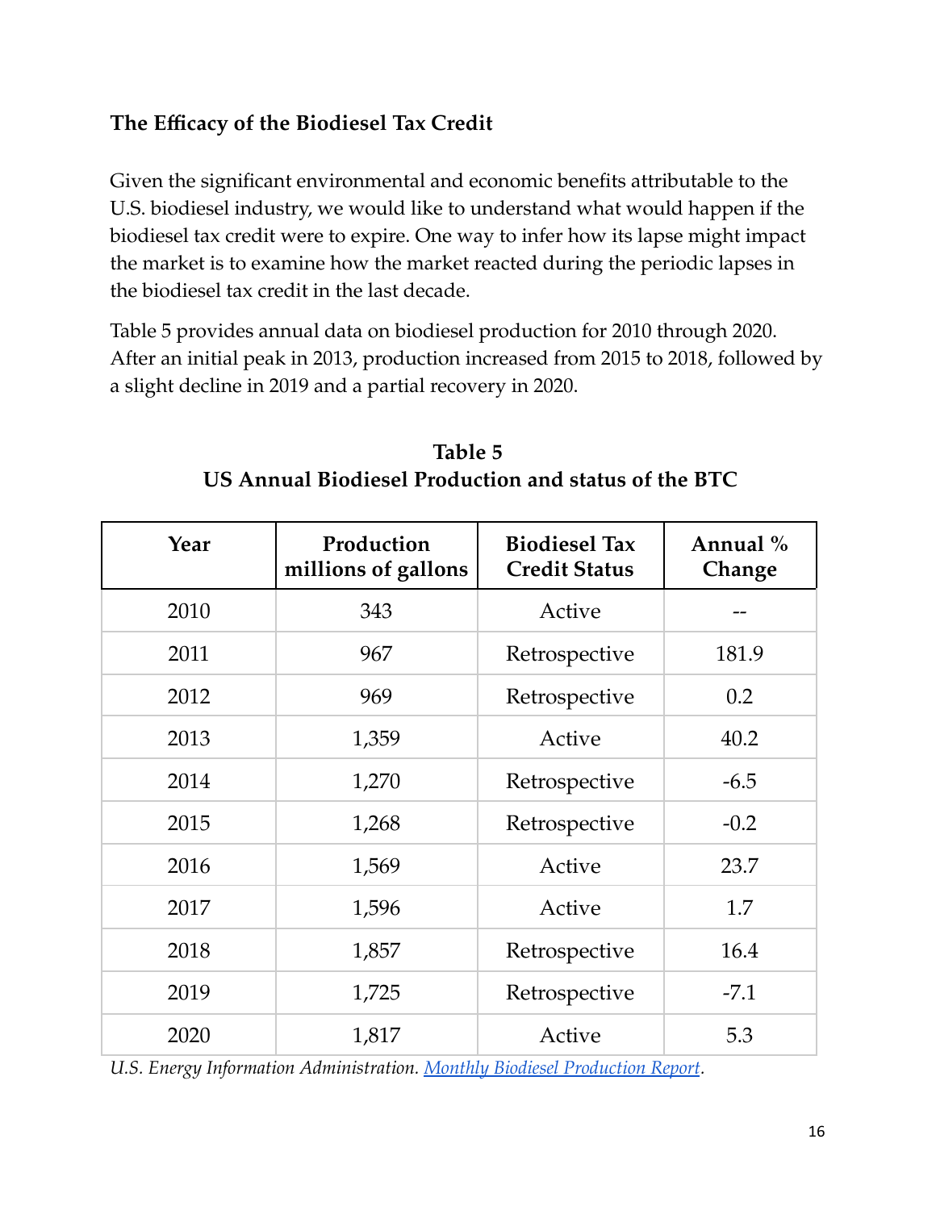### The Efficacy of the Biodiesel Tax Credit

Given the significant environmental and economic benefits attributable to the U.S. biodiesel industry, we would like to understand what would happen if the biodiesel tax credit were to expire. One way to infer how its lapse might impact the market is to examine how the market reacted during the periodic lapses in the biodiesel tax credit in the last decade.

Table 5 provides annual data on biodiesel production for 2010 through 2020. After an initial peak in 2013, production increased from 2015 to 2018, followed by a slight decline in 2019 and a partial recovery in 2020.

**Table 5**
**US Annual Biodiesel Production and status of the BTC**

| Year | Production millions of gallons | Biodiesel Tax Credit Status | Annual % Change |
|---|---|---|---|
| 2010 | 343 | Active | -- |
| 2011 | 967 | Retrospective | 181.9 |
| 2012 | 969 | Retrospective | 0.2 |
| 2013 | 1,359 | Active | 40.2 |
| 2014 | 1,270 | Retrospective | -6.5 |
| 2015 | 1,268 | Retrospective | -0.2 |
| 2016 | 1,569 | Active | 23.7 |
| 2017 | 1,596 | Active | 1.7 |
| 2018 | 1,857 | Retrospective | 16.4 |
| 2019 | 1,725 | Retrospective | -7.1 |
| 2020 | 1,817 | Active | 5.3 |

*U.S. Energy Information Administration. Monthly Biodiesel Production Report.*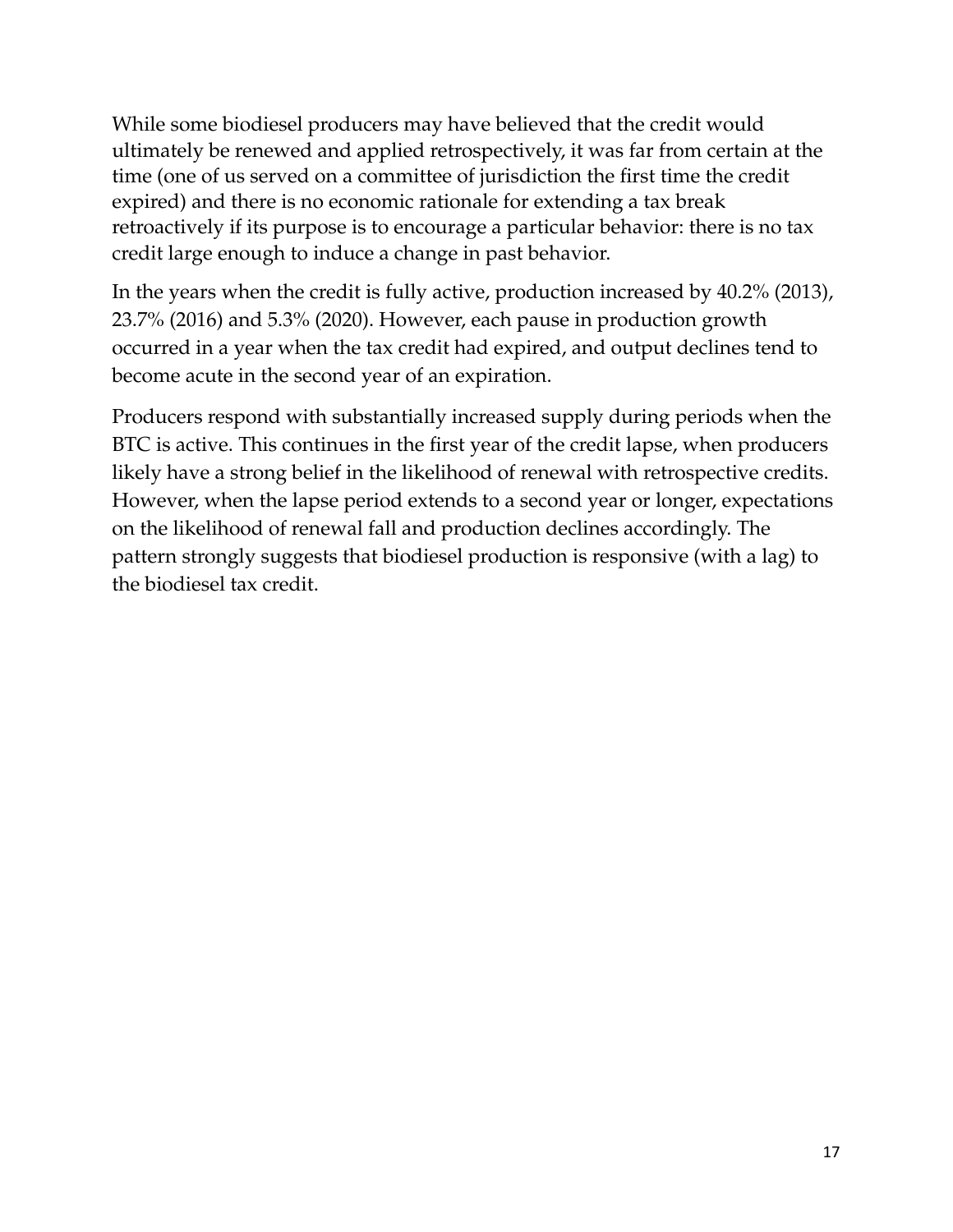While some biodiesel producers may have believed that the credit would ultimately be renewed and applied retrospectively, it was far from certain at the time (one of us served on a committee of jurisdiction the first time the credit expired) and there is no economic rationale for extending a tax break retroactively if its purpose is to encourage a particular behavior: there is no tax credit large enough to induce a change in past behavior.

In the years when the credit is fully active, production increased by 40.2% (2013), 23.7% (2016) and 5.3% (2020). However, each pause in production growth occurred in a year when the tax credit had expired, and output declines tend to become acute in the second year of an expiration.

Producers respond with substantially increased supply during periods when the BTC is active. This continues in the first year of the credit lapse, when producers likely have a strong belief in the likelihood of renewal with retrospective credits. However, when the lapse period extends to a second year or longer, expectations on the likelihood of renewal fall and production declines accordingly. The pattern strongly suggests that biodiesel production is responsive (with a lag) to the biodiesel tax credit.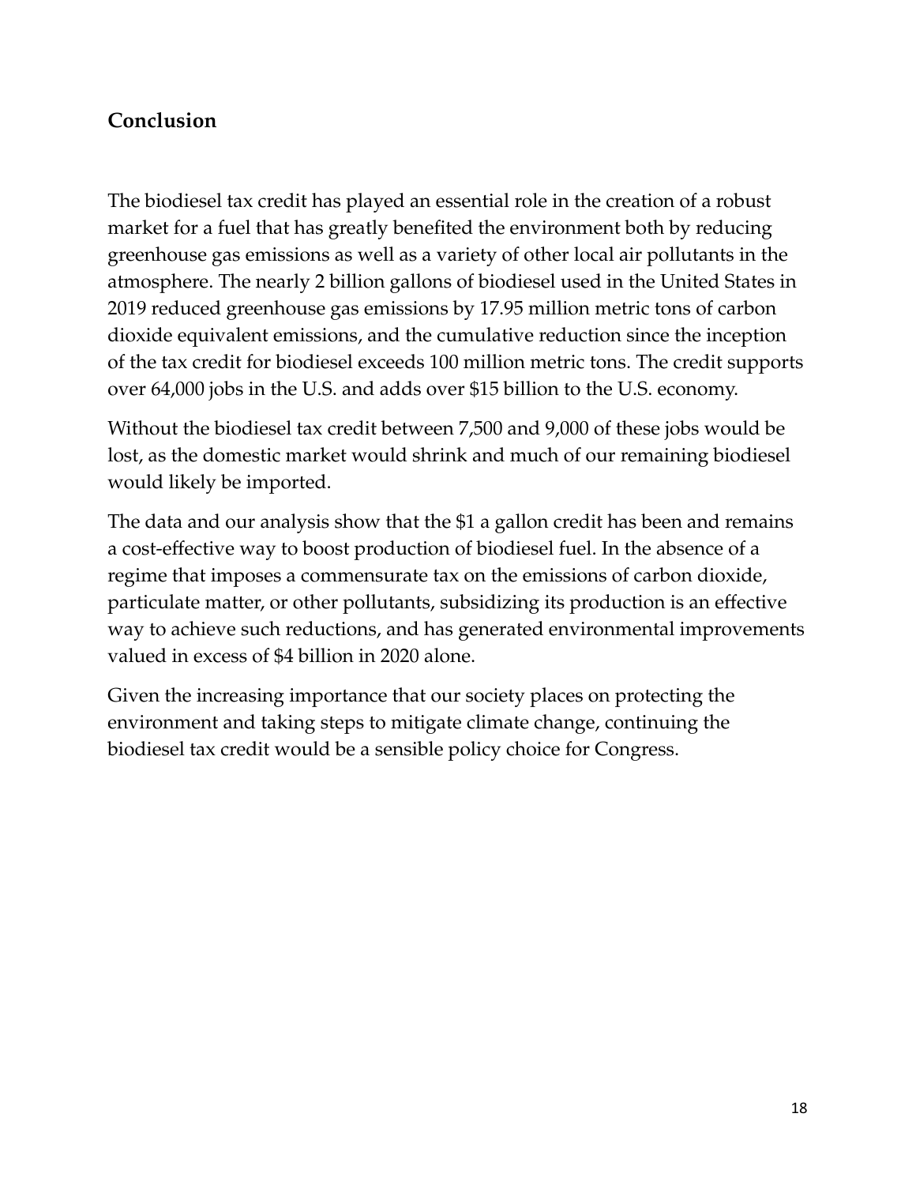## Conclusion

The biodiesel tax credit has played an essential role in the creation of a robust market for a fuel that has greatly benefited the environment both by reducing greenhouse gas emissions as well as a variety of other local air pollutants in the atmosphere. The nearly 2 billion gallons of biodiesel used in the United States in 2019 reduced greenhouse gas emissions by 17.95 million metric tons of carbon dioxide equivalent emissions, and the cumulative reduction since the inception of the tax credit for biodiesel exceeds 100 million metric tons. The credit supports over 64,000 jobs in the U.S. and adds over $15 billion to the U.S. economy.

Without the biodiesel tax credit between 7,500 and 9,000 of these jobs would be lost, as the domestic market would shrink and much of our remaining biodiesel would likely be imported.

The data and our analysis show that the $1 a gallon credit has been and remains a cost-effective way to boost production of biodiesel fuel. In the absence of a regime that imposes a commensurate tax on the emissions of carbon dioxide, particulate matter, or other pollutants, subsidizing its production is an effective way to achieve such reductions, and has generated environmental improvements valued in excess of $4 billion in 2020 alone.

Given the increasing importance that our society places on protecting the environment and taking steps to mitigate climate change, continuing the biodiesel tax credit would be a sensible policy choice for Congress.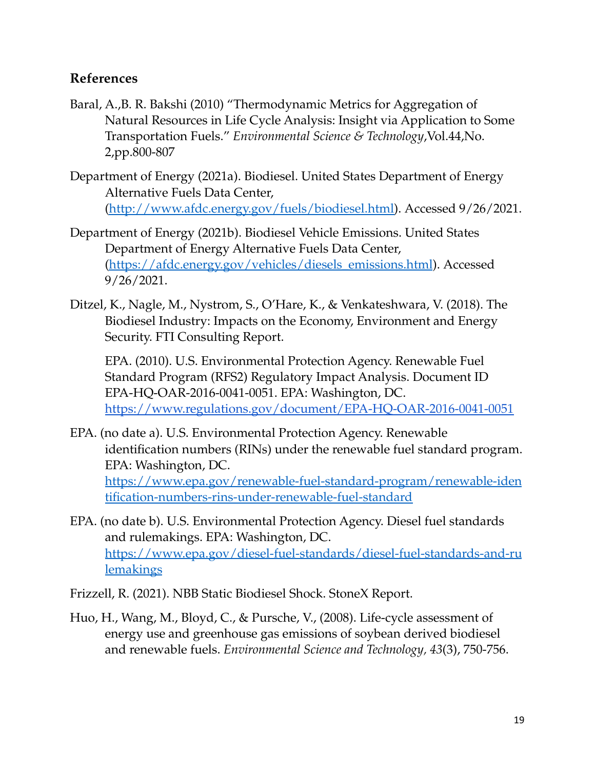## References

Baral, A.,B. R. Bakshi (2010) "Thermodynamic Metrics for Aggregation of Natural Resources in Life Cycle Analysis: Insight via Application to Some Transportation Fuels." *Environmental Science & Technology*,Vol.44,No. 2,pp.800-807

Department of Energy (2021a). Biodiesel. United States Department of Energy Alternative Fuels Data Center, (http://www.afdc.energy.gov/fuels/biodiesel.html). Accessed 9/26/2021.

Department of Energy (2021b). Biodiesel Vehicle Emissions. United States Department of Energy Alternative Fuels Data Center, (https://afdc.energy.gov/vehicles/diesels_emissions.html). Accessed 9/26/2021.

Ditzel, K., Nagle, M., Nystrom, S., O'Hare, K., & Venkateshwara, V. (2018). The Biodiesel Industry: Impacts on the Economy, Environment and Energy Security. FTI Consulting Report.

EPA. (2010). U.S. Environmental Protection Agency. Renewable Fuel Standard Program (RFS2) Regulatory Impact Analysis. Document ID EPA-HQ-OAR-2016-0041-0051. EPA: Washington, DC. https://www.regulations.gov/document/EPA-HQ-OAR-2016-0041-0051

EPA. (no date a). U.S. Environmental Protection Agency. Renewable identification numbers (RINs) under the renewable fuel standard program. EPA: Washington, DC. https://www.epa.gov/renewable-fuel-standard-program/renewable-identification-numbers-rins-under-renewable-fuel-standard

EPA. (no date b). U.S. Environmental Protection Agency. Diesel fuel standards and rulemakings. EPA: Washington, DC. https://www.epa.gov/diesel-fuel-standards/diesel-fuel-standards-and-rulemakings

Frizzell, R. (2021). NBB Static Biodiesel Shock. StoneX Report.

Huo, H., Wang, M., Bloyd, C., & Pursche, V., (2008). Life-cycle assessment of energy use and greenhouse gas emissions of soybean derived biodiesel and renewable fuels. *Environmental Science and Technology, 43*(3), 750-756.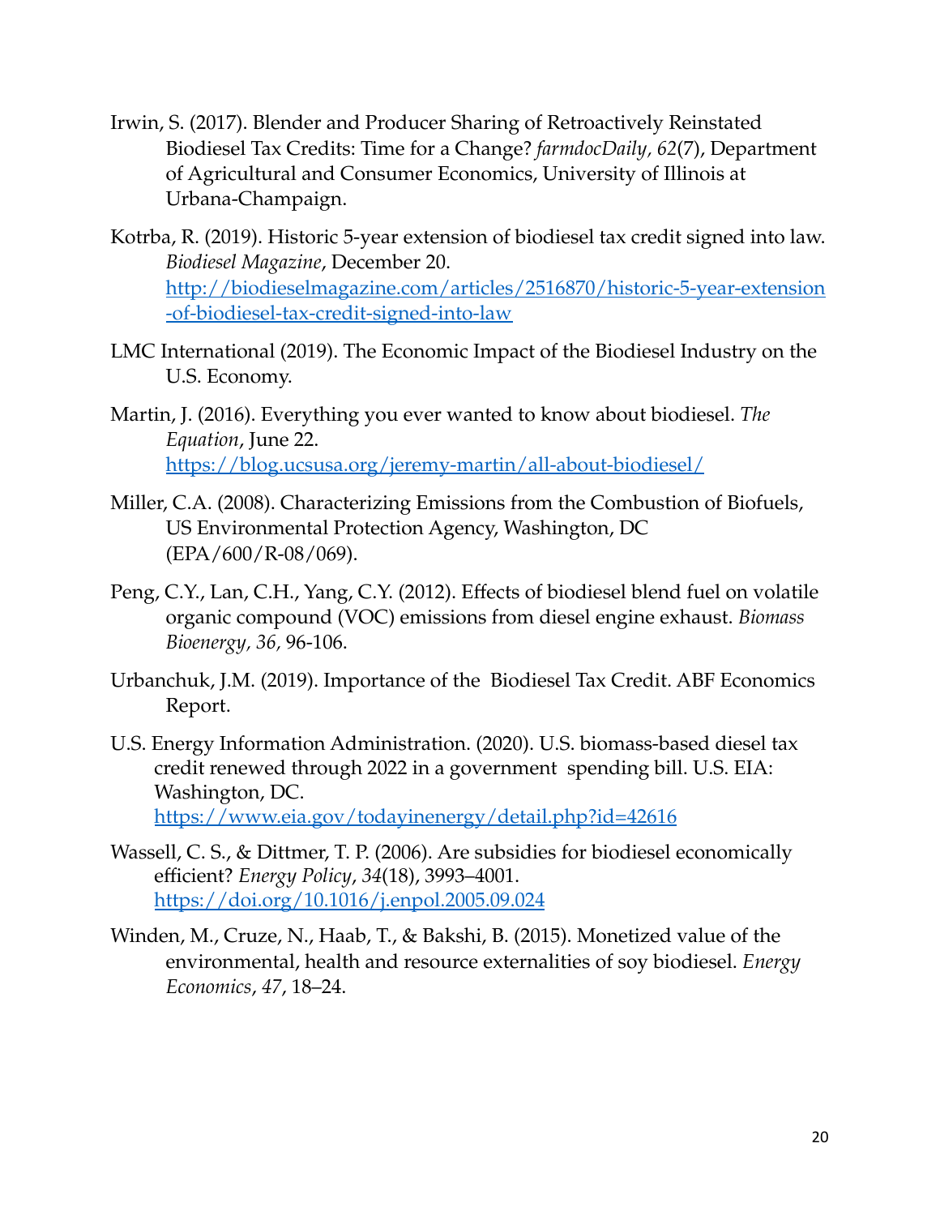Irwin, S. (2017). Blender and Producer Sharing of Retroactively Reinstated Biodiesel Tax Credits: Time for a Change? *farmdocDaily, 62*(7), Department of Agricultural and Consumer Economics, University of Illinois at Urbana-Champaign.

Kotrba, R. (2019). Historic 5-year extension of biodiesel tax credit signed into law. *Biodiesel Magazine*, December 20. http://biodieselmagazine.com/articles/2516870/historic-5-year-extension-of-biodiesel-tax-credit-signed-into-law

LMC International (2019). The Economic Impact of the Biodiesel Industry on the U.S. Economy.

Martin, J. (2016). Everything you ever wanted to know about biodiesel. *The Equation*, June 22. https://blog.ucsusa.org/jeremy-martin/all-about-biodiesel/

Miller, C.A. (2008). Characterizing Emissions from the Combustion of Biofuels, US Environmental Protection Agency, Washington, DC (EPA/600/R-08/069).

Peng, C.Y., Lan, C.H., Yang, C.Y. (2012). Effects of biodiesel blend fuel on volatile organic compound (VOC) emissions from diesel engine exhaust. *Biomass Bioenergy, 36,* 96-106.

Urbanchuk, J.M. (2019). Importance of the Biodiesel Tax Credit. ABF Economics Report.

U.S. Energy Information Administration. (2020). U.S. biomass-based diesel tax credit renewed through 2022 in a government spending bill. U.S. EIA: Washington, DC. https://www.eia.gov/todayinenergy/detail.php?id=42616

Wassell, C. S., & Dittmer, T. P. (2006). Are subsidies for biodiesel economically efficient? *Energy Policy*, *34*(18), 3993–4001. https://doi.org/10.1016/j.enpol.2005.09.024

Winden, M., Cruze, N., Haab, T., & Bakshi, B. (2015). Monetized value of the environmental, health and resource externalities of soy biodiesel. *Energy Economics*, *47*, 18–24.